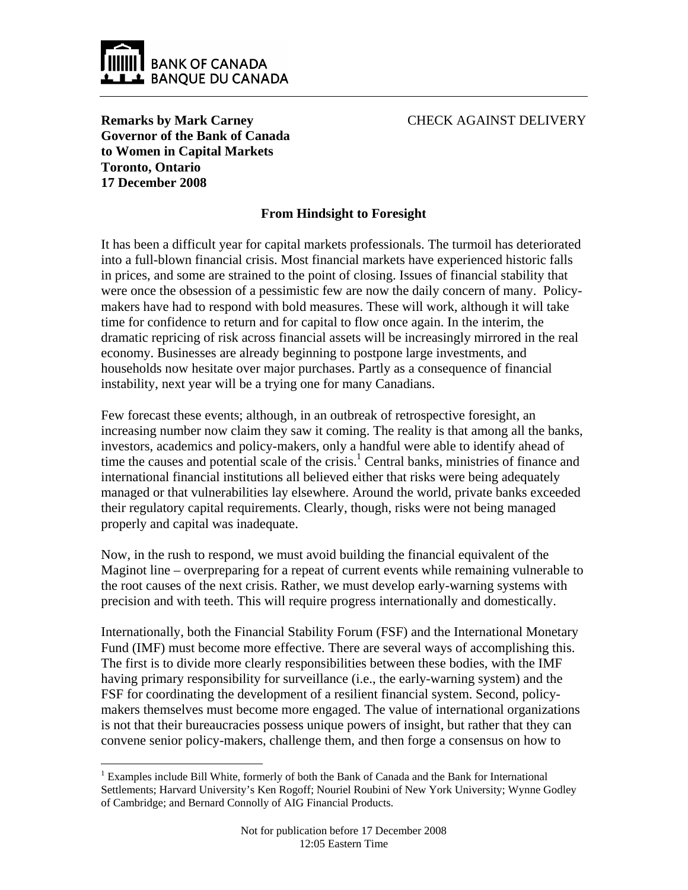BANK OF CANADA
BANQUE DU CANADA

**Remarks by Mark Carney**
**Governor of the Bank of Canada**
**to Women in Capital Markets**
**Toronto, Ontario**
**17 December 2008**

CHECK AGAINST DELIVERY

# From Hindsight to Foresight

It has been a difficult year for capital markets professionals. The turmoil has deteriorated into a full-blown financial crisis. Most financial markets have experienced historic falls in prices, and some are strained to the point of closing. Issues of financial stability that were once the obsession of a pessimistic few are now the daily concern of many. Policy-makers have had to respond with bold measures. These will work, although it will take time for confidence to return and for capital to flow once again. In the interim, the dramatic repricing of risk across financial assets will be increasingly mirrored in the real economy. Businesses are already beginning to postpone large investments, and households now hesitate over major purchases. Partly as a consequence of financial instability, next year will be a trying one for many Canadians.

Few forecast these events; although, in an outbreak of retrospective foresight, an increasing number now claim they saw it coming. The reality is that among all the banks, investors, academics and policy-makers, only a handful were able to identify ahead of time the causes and potential scale of the crisis.[1] Central banks, ministries of finance and international financial institutions all believed either that risks were being adequately managed or that vulnerabilities lay elsewhere. Around the world, private banks exceeded their regulatory capital requirements. Clearly, though, risks were not being managed properly and capital was inadequate.

Now, in the rush to respond, we must avoid building the financial equivalent of the Maginot line – overpreparing for a repeat of current events while remaining vulnerable to the root causes of the next crisis. Rather, we must develop early-warning systems with precision and with teeth. This will require progress internationally and domestically.

Internationally, both the Financial Stability Forum (FSF) and the International Monetary Fund (IMF) must become more effective. There are several ways of accomplishing this. The first is to divide more clearly responsibilities between these bodies, with the IMF having primary responsibility for surveillance (i.e., the early-warning system) and the FSF for coordinating the development of a resilient financial system. Second, policy-makers themselves must become more engaged. The value of international organizations is not that their bureaucracies possess unique powers of insight, but rather that they can convene senior policy-makers, challenge them, and then forge a consensus on how to

[1] Examples include Bill White, formerly of both the Bank of Canada and the Bank for International Settlements; Harvard University's Ken Rogoff; Nouriel Roubini of New York University; Wynne Godley of Cambridge; and Bernard Connolly of AIG Financial Products.

Not for publication before 17 December 2008
12:05 Eastern Time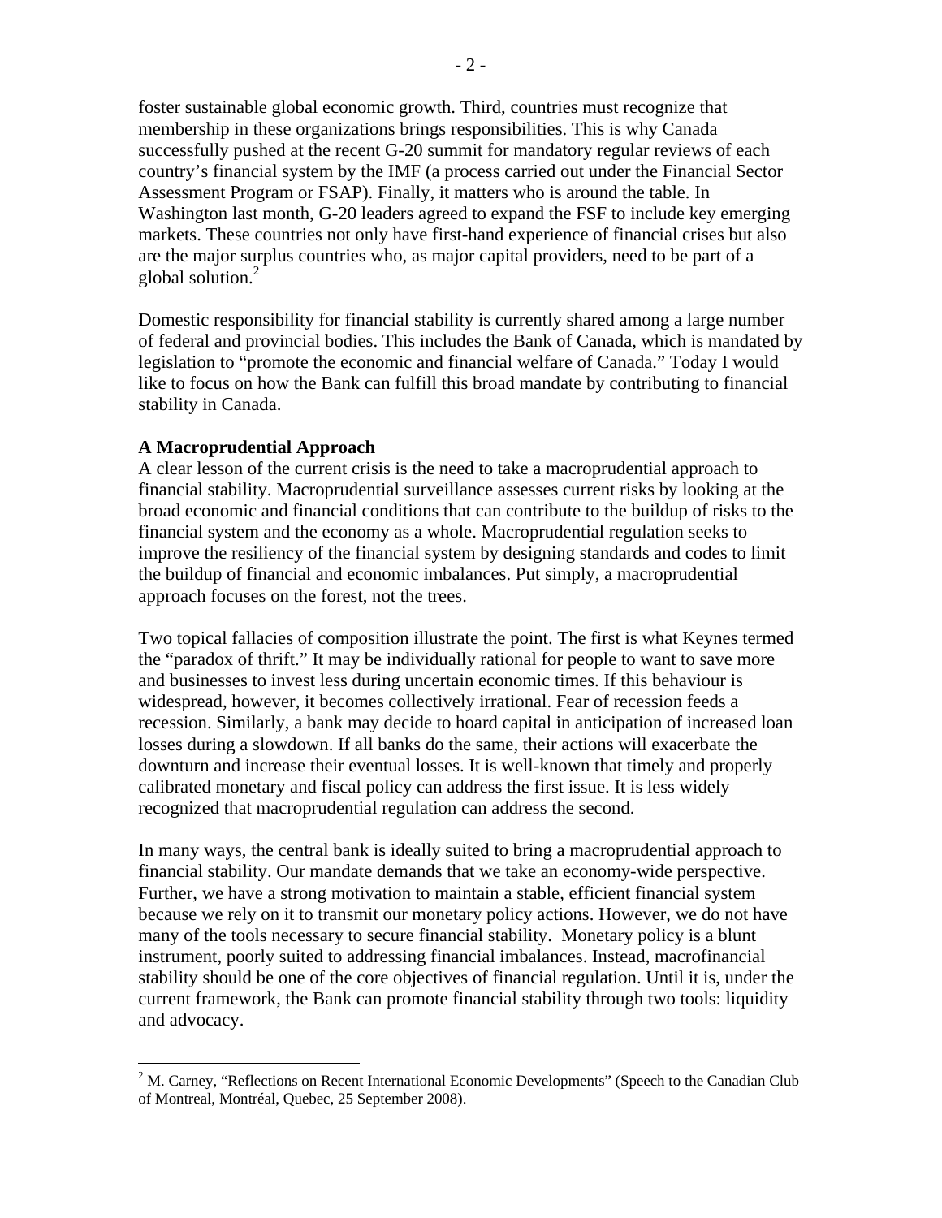foster sustainable global economic growth. Third, countries must recognize that membership in these organizations brings responsibilities. This is why Canada successfully pushed at the recent G-20 summit for mandatory regular reviews of each country's financial system by the IMF (a process carried out under the Financial Sector Assessment Program or FSAP). Finally, it matters who is around the table. In Washington last month, G-20 leaders agreed to expand the FSF to include key emerging markets. These countries not only have first-hand experience of financial crises but also are the major surplus countries who, as major capital providers, need to be part of a global solution.[2]

Domestic responsibility for financial stability is currently shared among a large number of federal and provincial bodies. This includes the Bank of Canada, which is mandated by legislation to "promote the economic and financial welfare of Canada." Today I would like to focus on how the Bank can fulfill this broad mandate by contributing to financial stability in Canada.

**A Macroprudential Approach**

A clear lesson of the current crisis is the need to take a macroprudential approach to financial stability. Macroprudential surveillance assesses current risks by looking at the broad economic and financial conditions that can contribute to the buildup of risks to the financial system and the economy as a whole. Macroprudential regulation seeks to improve the resiliency of the financial system by designing standards and codes to limit the buildup of financial and economic imbalances. Put simply, a macroprudential approach focuses on the forest, not the trees.

Two topical fallacies of composition illustrate the point. The first is what Keynes termed the "paradox of thrift." It may be individually rational for people to want to save more and businesses to invest less during uncertain economic times. If this behaviour is widespread, however, it becomes collectively irrational. Fear of recession feeds a recession. Similarly, a bank may decide to hoard capital in anticipation of increased loan losses during a slowdown. If all banks do the same, their actions will exacerbate the downturn and increase their eventual losses. It is well-known that timely and properly calibrated monetary and fiscal policy can address the first issue. It is less widely recognized that macroprudential regulation can address the second.

In many ways, the central bank is ideally suited to bring a macroprudential approach to financial stability. Our mandate demands that we take an economy-wide perspective. Further, we have a strong motivation to maintain a stable, efficient financial system because we rely on it to transmit our monetary policy actions. However, we do not have many of the tools necessary to secure financial stability. Monetary policy is a blunt instrument, poorly suited to addressing financial imbalances. Instead, macrofinancial stability should be one of the core objectives of financial regulation. Until it is, under the current framework, the Bank can promote financial stability through two tools: liquidity and advocacy.

[2] M. Carney, "Reflections on Recent International Economic Developments" (Speech to the Canadian Club of Montreal, Montréal, Quebec, 25 September 2008).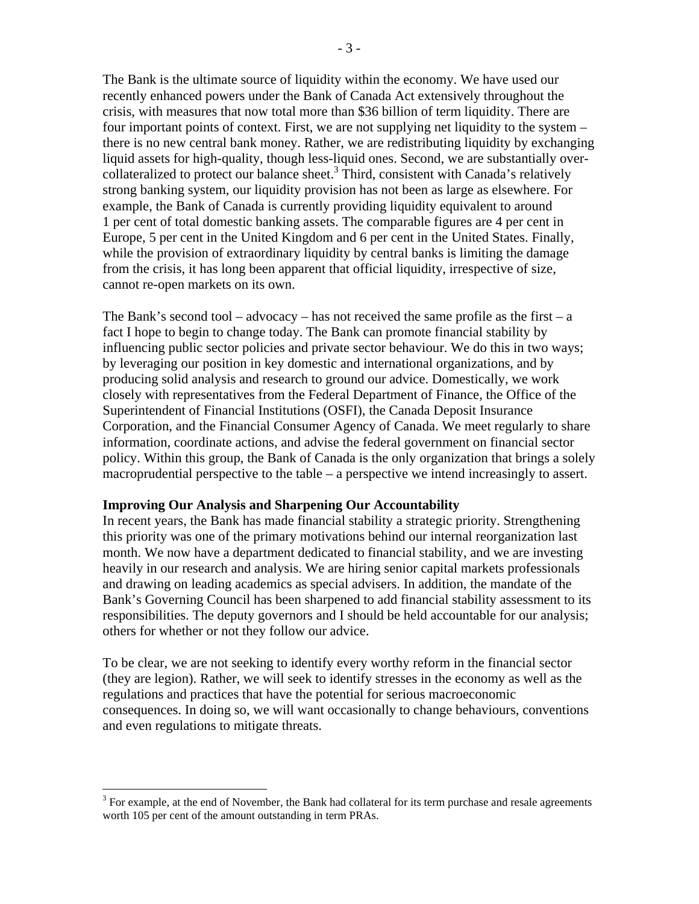The Bank is the ultimate source of liquidity within the economy. We have used our recently enhanced powers under the Bank of Canada Act extensively throughout the crisis, with measures that now total more than $36 billion of term liquidity. There are four important points of context. First, we are not supplying net liquidity to the system – there is no new central bank money. Rather, we are redistributing liquidity by exchanging liquid assets for high-quality, though less-liquid ones. Second, we are substantially over-collateralized to protect our balance sheet.[3] Third, consistent with Canada's relatively strong banking system, our liquidity provision has not been as large as elsewhere. For example, the Bank of Canada is currently providing liquidity equivalent to around 1 per cent of total domestic banking assets. The comparable figures are 4 per cent in Europe, 5 per cent in the United Kingdom and 6 per cent in the United States. Finally, while the provision of extraordinary liquidity by central banks is limiting the damage from the crisis, it has long been apparent that official liquidity, irrespective of size, cannot re-open markets on its own.

The Bank's second tool – advocacy – has not received the same profile as the first – a fact I hope to begin to change today. The Bank can promote financial stability by influencing public sector policies and private sector behaviour. We do this in two ways; by leveraging our position in key domestic and international organizations, and by producing solid analysis and research to ground our advice. Domestically, we work closely with representatives from the Federal Department of Finance, the Office of the Superintendent of Financial Institutions (OSFI), the Canada Deposit Insurance Corporation, and the Financial Consumer Agency of Canada. We meet regularly to share information, coordinate actions, and advise the federal government on financial sector policy. Within this group, the Bank of Canada is the only organization that brings a solely macroprudential perspective to the table – a perspective we intend increasingly to assert.

**Improving Our Analysis and Sharpening Our Accountability**

In recent years, the Bank has made financial stability a strategic priority. Strengthening this priority was one of the primary motivations behind our internal reorganization last month. We now have a department dedicated to financial stability, and we are investing heavily in our research and analysis. We are hiring senior capital markets professionals and drawing on leading academics as special advisers. In addition, the mandate of the Bank's Governing Council has been sharpened to add financial stability assessment to its responsibilities. The deputy governors and I should be held accountable for our analysis; others for whether or not they follow our advice.

To be clear, we are not seeking to identify every worthy reform in the financial sector (they are legion). Rather, we will seek to identify stresses in the economy as well as the regulations and practices that have the potential for serious macroeconomic consequences. In doing so, we will want occasionally to change behaviours, conventions and even regulations to mitigate threats.

[3] For example, at the end of November, the Bank had collateral for its term purchase and resale agreements worth 105 per cent of the amount outstanding in term PRAs.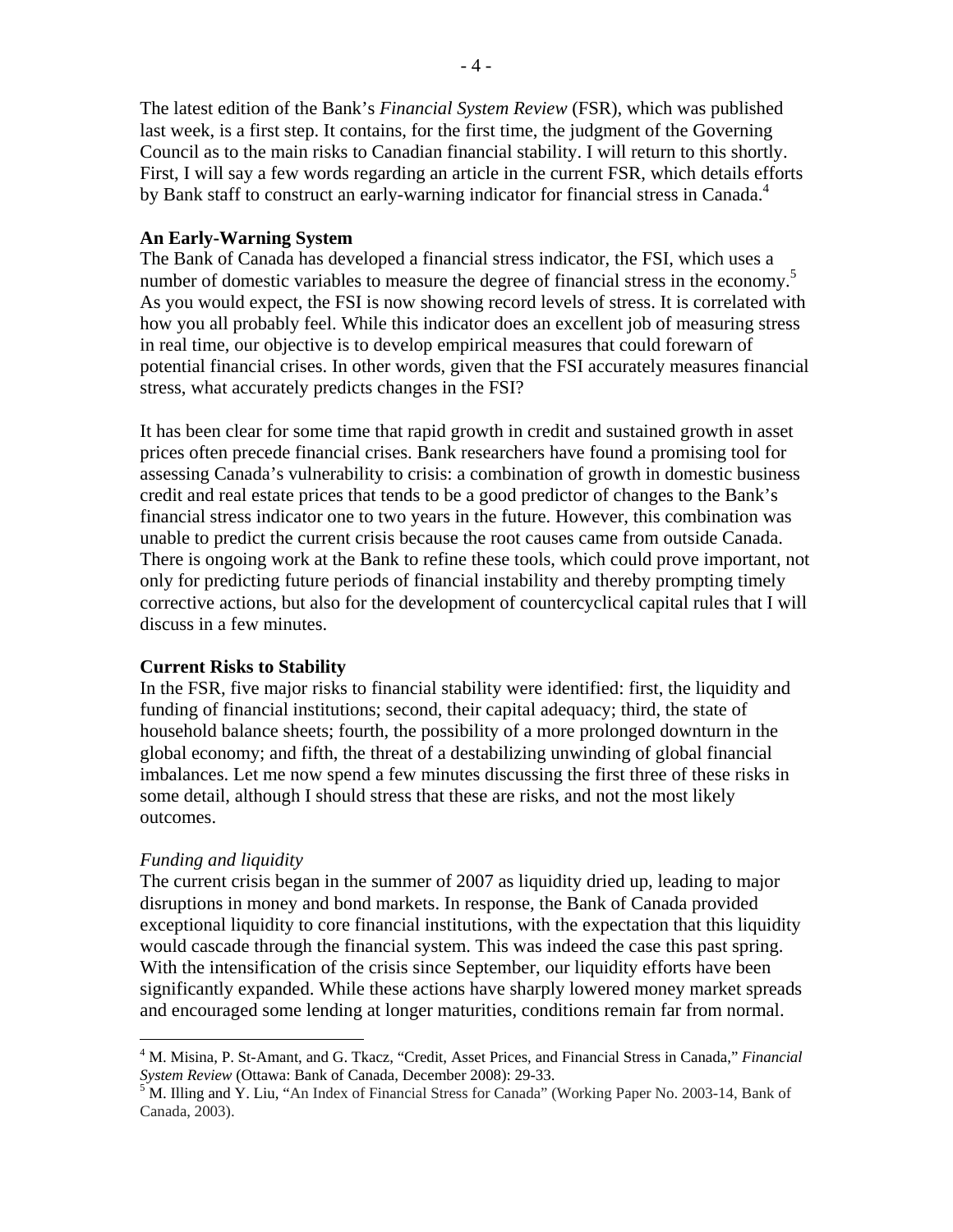The latest edition of the Bank's *Financial System Review* (FSR), which was published last week, is a first step. It contains, for the first time, the judgment of the Governing Council as to the main risks to Canadian financial stability. I will return to this shortly. First, I will say a few words regarding an article in the current FSR, which details efforts by Bank staff to construct an early-warning indicator for financial stress in Canada.[4]

**An Early-Warning System**

The Bank of Canada has developed a financial stress indicator, the FSI, which uses a number of domestic variables to measure the degree of financial stress in the economy.[5] As you would expect, the FSI is now showing record levels of stress. It is correlated with how you all probably feel. While this indicator does an excellent job of measuring stress in real time, our objective is to develop empirical measures that could forewarn of potential financial crises. In other words, given that the FSI accurately measures financial stress, what accurately predicts changes in the FSI?

It has been clear for some time that rapid growth in credit and sustained growth in asset prices often precede financial crises. Bank researchers have found a promising tool for assessing Canada's vulnerability to crisis: a combination of growth in domestic business credit and real estate prices that tends to be a good predictor of changes to the Bank's financial stress indicator one to two years in the future. However, this combination was unable to predict the current crisis because the root causes came from outside Canada. There is ongoing work at the Bank to refine these tools, which could prove important, not only for predicting future periods of financial instability and thereby prompting timely corrective actions, but also for the development of countercyclical capital rules that I will discuss in a few minutes.

**Current Risks to Stability**

In the FSR, five major risks to financial stability were identified: first, the liquidity and funding of financial institutions; second, their capital adequacy; third, the state of household balance sheets; fourth, the possibility of a more prolonged downturn in the global economy; and fifth, the threat of a destabilizing unwinding of global financial imbalances. Let me now spend a few minutes discussing the first three of these risks in some detail, although I should stress that these are risks, and not the most likely outcomes.

*Funding and liquidity*

The current crisis began in the summer of 2007 as liquidity dried up, leading to major disruptions in money and bond markets. In response, the Bank of Canada provided exceptional liquidity to core financial institutions, with the expectation that this liquidity would cascade through the financial system. This was indeed the case this past spring. With the intensification of the crisis since September, our liquidity efforts have been significantly expanded. While these actions have sharply lowered money market spreads and encouraged some lending at longer maturities, conditions remain far from normal.

[4] M. Misina, P. St-Amant, and G. Tkacz, "Credit, Asset Prices, and Financial Stress in Canada," *Financial System Review* (Ottawa: Bank of Canada, December 2008): 29-33.

[5] M. Illing and Y. Liu, "An Index of Financial Stress for Canada" (Working Paper No. 2003-14, Bank of Canada, 2003).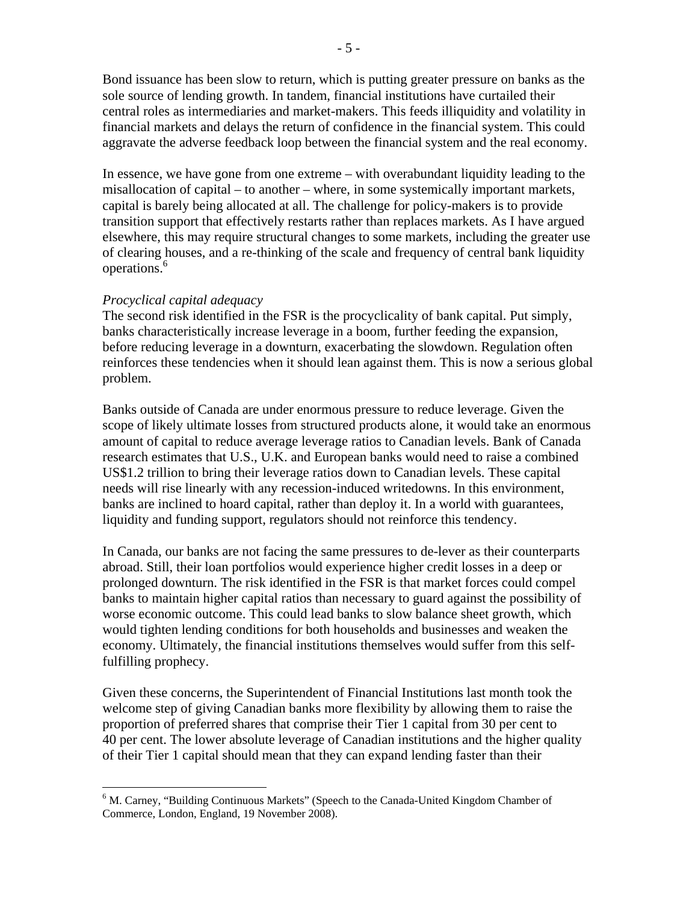Bond issuance has been slow to return, which is putting greater pressure on banks as the sole source of lending growth. In tandem, financial institutions have curtailed their central roles as intermediaries and market-makers. This feeds illiquidity and volatility in financial markets and delays the return of confidence in the financial system. This could aggravate the adverse feedback loop between the financial system and the real economy.

In essence, we have gone from one extreme – with overabundant liquidity leading to the misallocation of capital – to another – where, in some systemically important markets, capital is barely being allocated at all. The challenge for policy-makers is to provide transition support that effectively restarts rather than replaces markets. As I have argued elsewhere, this may require structural changes to some markets, including the greater use of clearing houses, and a re-thinking of the scale and frequency of central bank liquidity operations.[6]

*Procyclical capital adequacy*

The second risk identified in the FSR is the procyclicality of bank capital. Put simply, banks characteristically increase leverage in a boom, further feeding the expansion, before reducing leverage in a downturn, exacerbating the slowdown. Regulation often reinforces these tendencies when it should lean against them. This is now a serious global problem.

Banks outside of Canada are under enormous pressure to reduce leverage. Given the scope of likely ultimate losses from structured products alone, it would take an enormous amount of capital to reduce average leverage ratios to Canadian levels. Bank of Canada research estimates that U.S., U.K. and European banks would need to raise a combined US$1.2 trillion to bring their leverage ratios down to Canadian levels. These capital needs will rise linearly with any recession-induced writedowns. In this environment, banks are inclined to hoard capital, rather than deploy it. In a world with guarantees, liquidity and funding support, regulators should not reinforce this tendency.

In Canada, our banks are not facing the same pressures to de-lever as their counterparts abroad. Still, their loan portfolios would experience higher credit losses in a deep or prolonged downturn. The risk identified in the FSR is that market forces could compel banks to maintain higher capital ratios than necessary to guard against the possibility of worse economic outcome. This could lead banks to slow balance sheet growth, which would tighten lending conditions for both households and businesses and weaken the economy. Ultimately, the financial institutions themselves would suffer from this self-fulfilling prophecy.

Given these concerns, the Superintendent of Financial Institutions last month took the welcome step of giving Canadian banks more flexibility by allowing them to raise the proportion of preferred shares that comprise their Tier 1 capital from 30 per cent to 40 per cent. The lower absolute leverage of Canadian institutions and the higher quality of their Tier 1 capital should mean that they can expand lending faster than their

---

[6] M. Carney, "Building Continuous Markets" (Speech to the Canada-United Kingdom Chamber of Commerce, London, England, 19 November 2008).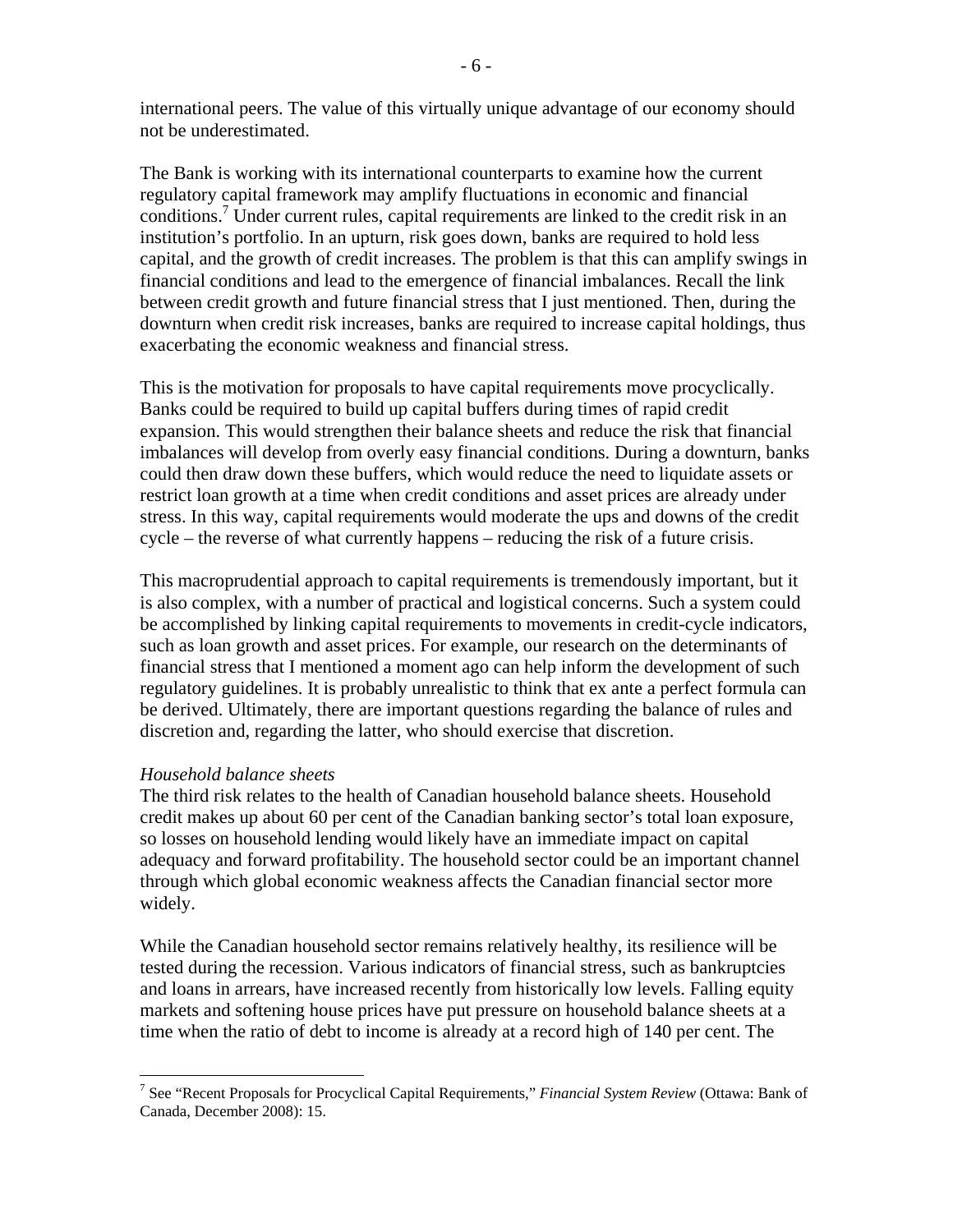international peers. The value of this virtually unique advantage of our economy should not be underestimated.

The Bank is working with its international counterparts to examine how the current regulatory capital framework may amplify fluctuations in economic and financial conditions.[7] Under current rules, capital requirements are linked to the credit risk in an institution's portfolio. In an upturn, risk goes down, banks are required to hold less capital, and the growth of credit increases. The problem is that this can amplify swings in financial conditions and lead to the emergence of financial imbalances. Recall the link between credit growth and future financial stress that I just mentioned. Then, during the downturn when credit risk increases, banks are required to increase capital holdings, thus exacerbating the economic weakness and financial stress.

This is the motivation for proposals to have capital requirements move procyclically. Banks could be required to build up capital buffers during times of rapid credit expansion. This would strengthen their balance sheets and reduce the risk that financial imbalances will develop from overly easy financial conditions. During a downturn, banks could then draw down these buffers, which would reduce the need to liquidate assets or restrict loan growth at a time when credit conditions and asset prices are already under stress. In this way, capital requirements would moderate the ups and downs of the credit cycle – the reverse of what currently happens – reducing the risk of a future crisis.

This macroprudential approach to capital requirements is tremendously important, but it is also complex, with a number of practical and logistical concerns. Such a system could be accomplished by linking capital requirements to movements in credit-cycle indicators, such as loan growth and asset prices. For example, our research on the determinants of financial stress that I mentioned a moment ago can help inform the development of such regulatory guidelines. It is probably unrealistic to think that ex ante a perfect formula can be derived. Ultimately, there are important questions regarding the balance of rules and discretion and, regarding the latter, who should exercise that discretion.

*Household balance sheets*

The third risk relates to the health of Canadian household balance sheets. Household credit makes up about 60 per cent of the Canadian banking sector's total loan exposure, so losses on household lending would likely have an immediate impact on capital adequacy and forward profitability. The household sector could be an important channel through which global economic weakness affects the Canadian financial sector more widely.

While the Canadian household sector remains relatively healthy, its resilience will be tested during the recession. Various indicators of financial stress, such as bankruptcies and loans in arrears, have increased recently from historically low levels. Falling equity markets and softening house prices have put pressure on household balance sheets at a time when the ratio of debt to income is already at a record high of 140 per cent. The

[7] See "Recent Proposals for Procyclical Capital Requirements," *Financial System Review* (Ottawa: Bank of Canada, December 2008): 15.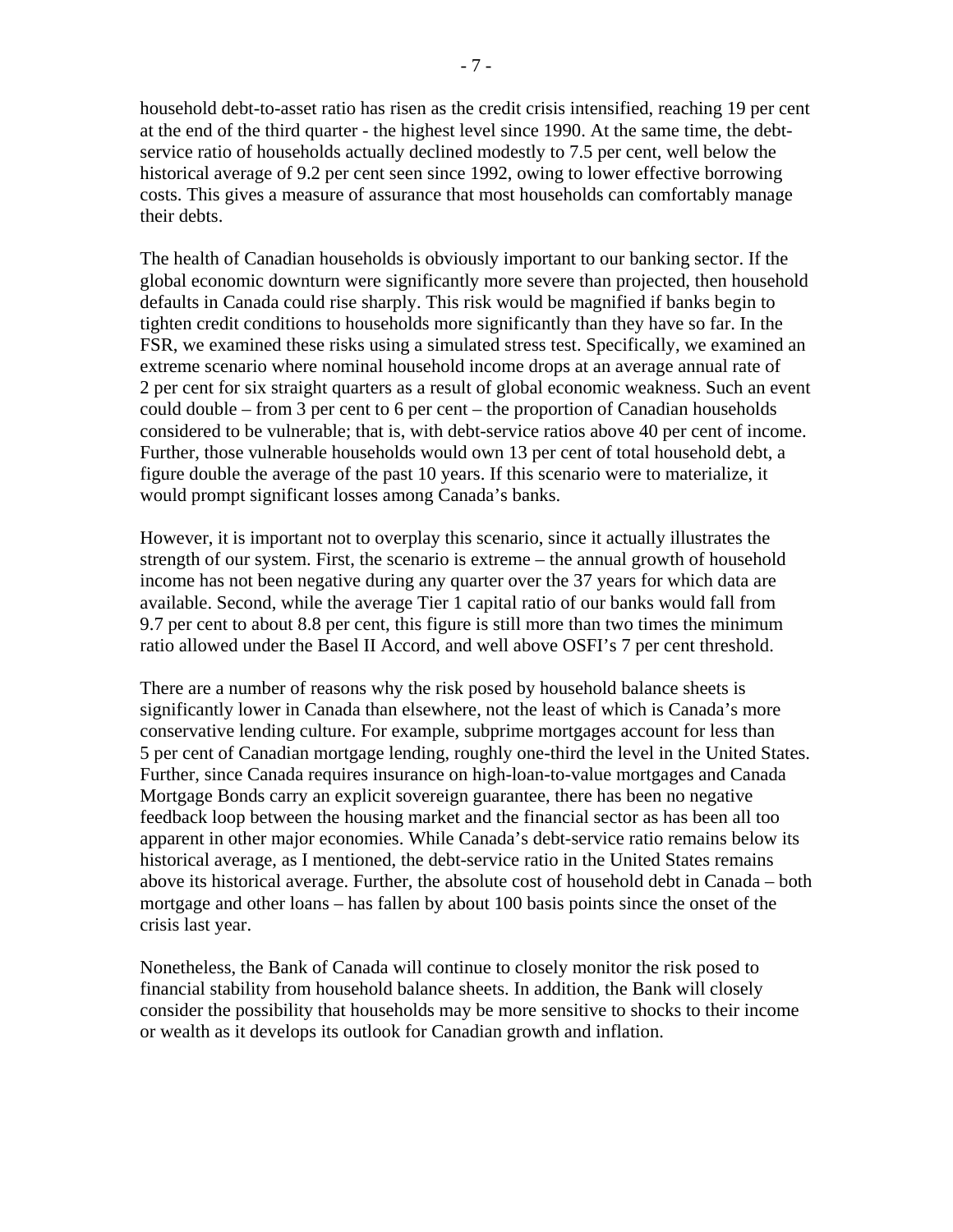household debt-to-asset ratio has risen as the credit crisis intensified, reaching 19 per cent at the end of the third quarter - the highest level since 1990. At the same time, the debt-service ratio of households actually declined modestly to 7.5 per cent, well below the historical average of 9.2 per cent seen since 1992, owing to lower effective borrowing costs. This gives a measure of assurance that most households can comfortably manage their debts.

The health of Canadian households is obviously important to our banking sector. If the global economic downturn were significantly more severe than projected, then household defaults in Canada could rise sharply. This risk would be magnified if banks begin to tighten credit conditions to households more significantly than they have so far. In the FSR, we examined these risks using a simulated stress test. Specifically, we examined an extreme scenario where nominal household income drops at an average annual rate of 2 per cent for six straight quarters as a result of global economic weakness. Such an event could double – from 3 per cent to 6 per cent – the proportion of Canadian households considered to be vulnerable; that is, with debt-service ratios above 40 per cent of income. Further, those vulnerable households would own 13 per cent of total household debt, a figure double the average of the past 10 years. If this scenario were to materialize, it would prompt significant losses among Canada's banks.

However, it is important not to overplay this scenario, since it actually illustrates the strength of our system. First, the scenario is extreme – the annual growth of household income has not been negative during any quarter over the 37 years for which data are available. Second, while the average Tier 1 capital ratio of our banks would fall from 9.7 per cent to about 8.8 per cent, this figure is still more than two times the minimum ratio allowed under the Basel II Accord, and well above OSFI's 7 per cent threshold.

There are a number of reasons why the risk posed by household balance sheets is significantly lower in Canada than elsewhere, not the least of which is Canada's more conservative lending culture. For example, subprime mortgages account for less than 5 per cent of Canadian mortgage lending, roughly one-third the level in the United States. Further, since Canada requires insurance on high-loan-to-value mortgages and Canada Mortgage Bonds carry an explicit sovereign guarantee, there has been no negative feedback loop between the housing market and the financial sector as has been all too apparent in other major economies. While Canada's debt-service ratio remains below its historical average, as I mentioned, the debt-service ratio in the United States remains above its historical average. Further, the absolute cost of household debt in Canada – both mortgage and other loans – has fallen by about 100 basis points since the onset of the crisis last year.

Nonetheless, the Bank of Canada will continue to closely monitor the risk posed to financial stability from household balance sheets. In addition, the Bank will closely consider the possibility that households may be more sensitive to shocks to their income or wealth as it develops its outlook for Canadian growth and inflation.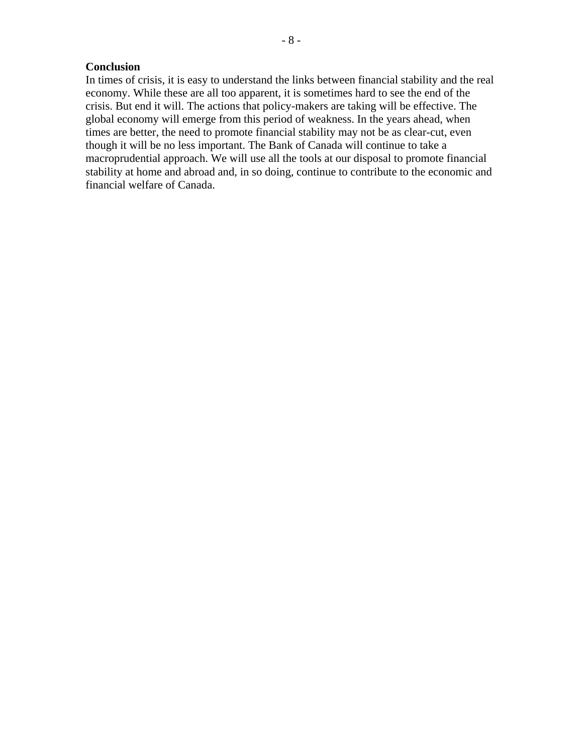## Conclusion

In times of crisis, it is easy to understand the links between financial stability and the real economy. While these are all too apparent, it is sometimes hard to see the end of the crisis. But end it will. The actions that policy-makers are taking will be effective. The global economy will emerge from this period of weakness. In the years ahead, when times are better, the need to promote financial stability may not be as clear-cut, even though it will be no less important. The Bank of Canada will continue to take a macroprudential approach. We will use all the tools at our disposal to promote financial stability at home and abroad and, in so doing, continue to contribute to the economic and financial welfare of Canada.